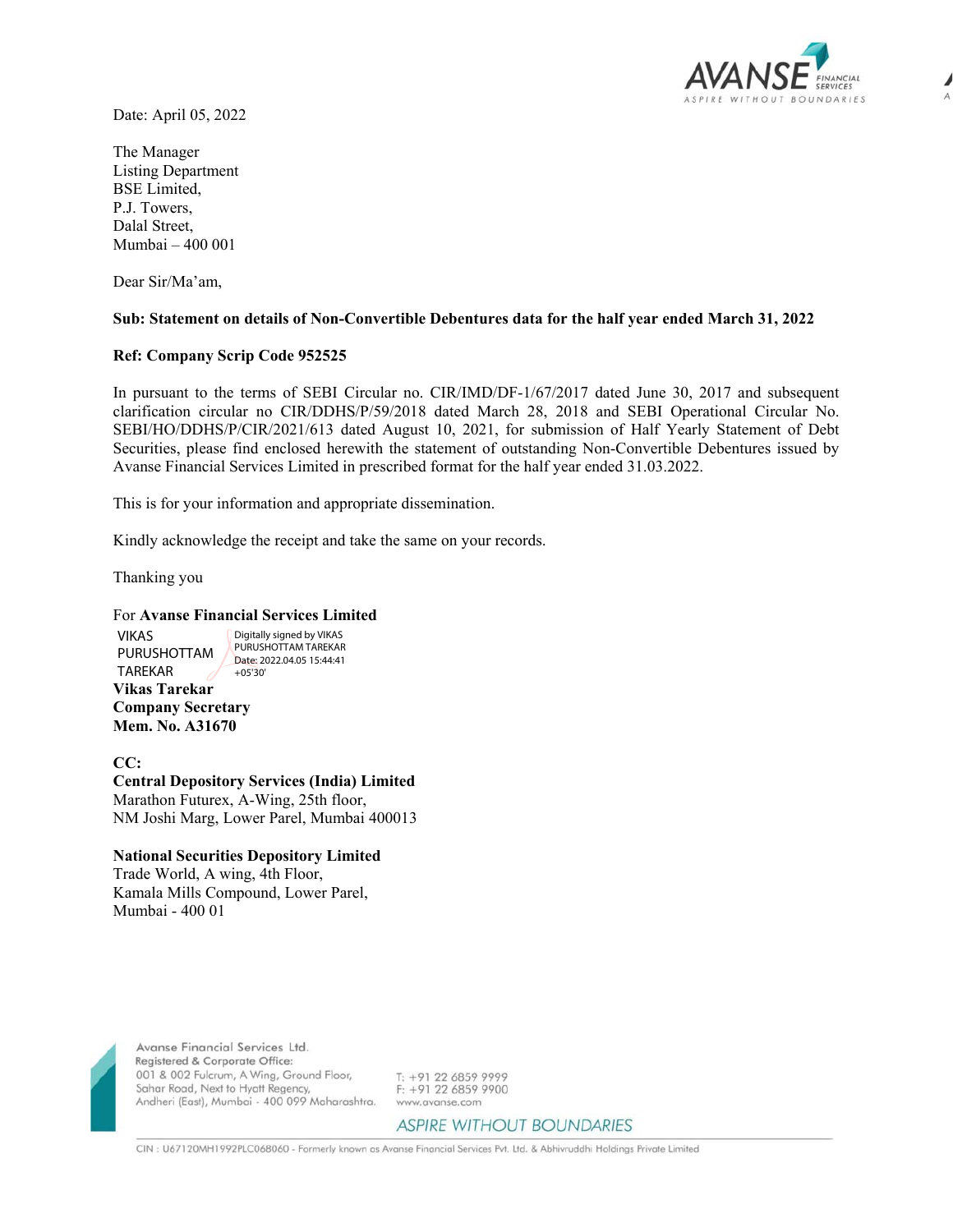Date: April 05, 2022

The Manager
Listing Department
BSE Limited,
P.J. Towers,
Dalal Street,
Mumbai – 400 001

Dear Sir/Ma'am,

**Sub: Statement on details of Non-Convertible Debentures data for the half year ended March 31, 2022**

**Ref: Company Scrip Code 952525**

In pursuant to the terms of SEBI Circular no. CIR/IMD/DF-1/67/2017 dated June 30, 2017 and subsequent clarification circular no CIR/DDHS/P/59/2018 dated March 28, 2018 and SEBI Operational Circular No. SEBI/HO/DDHS/P/CIR/2021/613 dated August 10, 2021, for submission of Half Yearly Statement of Debt Securities, please find enclosed herewith the statement of outstanding Non-Convertible Debentures issued by Avanse Financial Services Limited in prescribed format for the half year ended 31.03.2022.

This is for your information and appropriate dissemination.

Kindly acknowledge the receipt and take the same on your records.

Thanking you

For **Avanse Financial Services Limited**

VIKAS PURUSHOTTAM TAREKAR

Digitally signed by VIKAS PURUSHOTTAM TAREKAR
Date: 2022.04.05 15:44:41 +05'30'

**Vikas Tarekar**
**Company Secretary**
**Mem. No. A31670**

**CC:**
**Central Depository Services (India) Limited**
Marathon Futurex, A-Wing, 25th floor,
NM Joshi Marg, Lower Parel, Mumbai 400013

**National Securities Depository Limited**
Trade World, A wing, 4th Floor,
Kamala Mills Compound, Lower Parel,
Mumbai - 400 01

Avanse Financial Services Ltd.
Registered & Corporate Office:
001 & 002 Fulcrum, A Wing, Ground Floor,
Sahar Road, Next to Hyatt Regency,
Andheri (East), Mumbai - 400 099 Maharashtra.

T: +91 22 6859 9999
F: +91 22 6859 9900
www.avanse.com

ASPIRE WITHOUT BOUNDARIES

CIN : U67120MH1992PLC068060 - Formerly known as Avanse Financial Services Pvt. Ltd. & Abhivruddhi Holdings Private Limited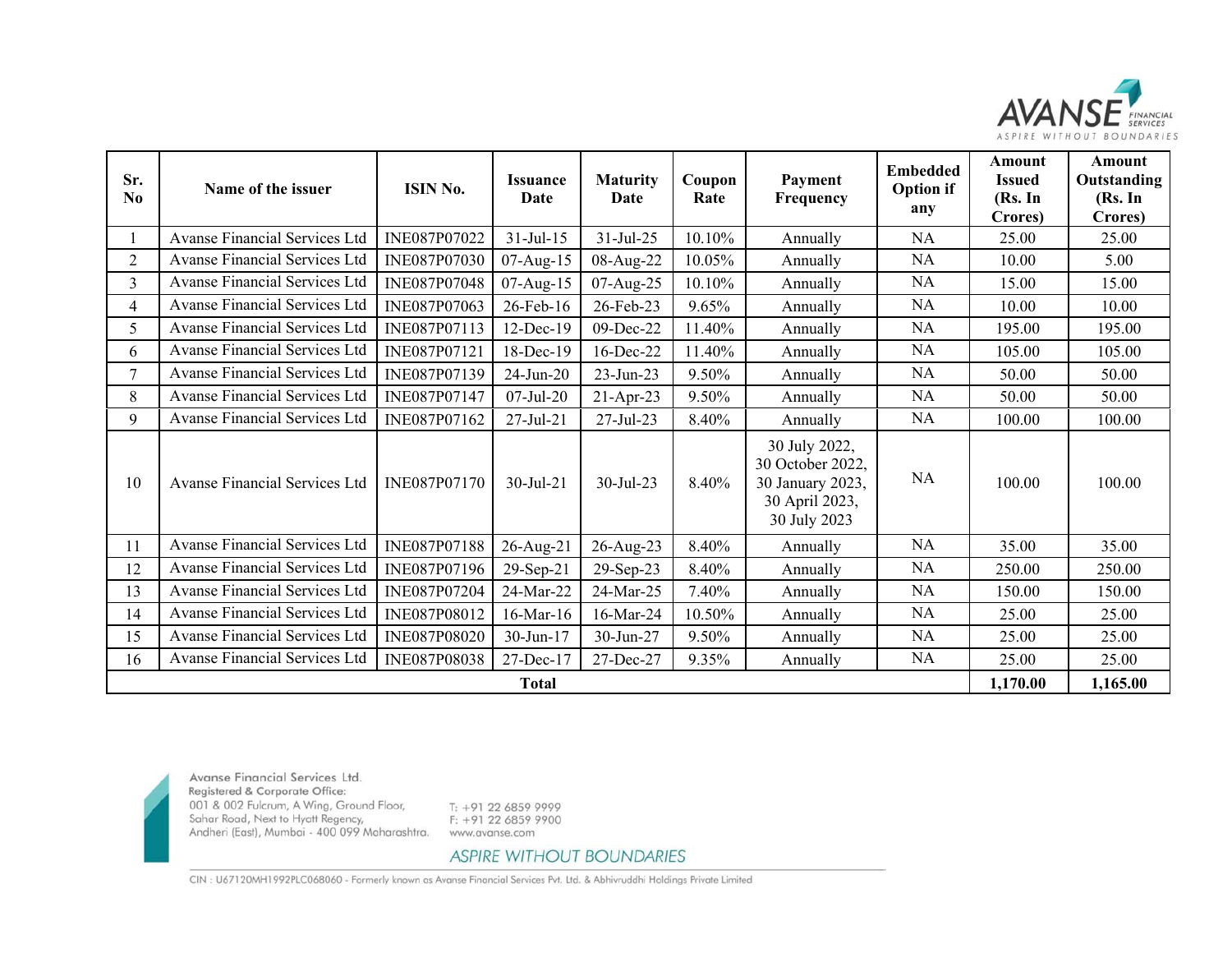| Sr. No | Name of the issuer | ISIN No. | Issuance Date | Maturity Date | Coupon Rate | Payment Frequency | Embedded Option if any | Amount Issued (Rs. In Crores) | Amount Outstanding (Rs. In Crores) |
|---|---|---|---|---|---|---|---|---|---|
| 1 | Avanse Financial Services Ltd | INE087P07022 | 31-Jul-15 | 31-Jul-25 | 10.10% | Annually | NA | 25.00 | 25.00 |
| 2 | Avanse Financial Services Ltd | INE087P07030 | 07-Aug-15 | 08-Aug-22 | 10.05% | Annually | NA | 10.00 | 5.00 |
| 3 | Avanse Financial Services Ltd | INE087P07048 | 07-Aug-15 | 07-Aug-25 | 10.10% | Annually | NA | 15.00 | 15.00 |
| 4 | Avanse Financial Services Ltd | INE087P07063 | 26-Feb-16 | 26-Feb-23 | 9.65% | Annually | NA | 10.00 | 10.00 |
| 5 | Avanse Financial Services Ltd | INE087P07113 | 12-Dec-19 | 09-Dec-22 | 11.40% | Annually | NA | 195.00 | 195.00 |
| 6 | Avanse Financial Services Ltd | INE087P07121 | 18-Dec-19 | 16-Dec-22 | 11.40% | Annually | NA | 105.00 | 105.00 |
| 7 | Avanse Financial Services Ltd | INE087P07139 | 24-Jun-20 | 23-Jun-23 | 9.50% | Annually | NA | 50.00 | 50.00 |
| 8 | Avanse Financial Services Ltd | INE087P07147 | 07-Jul-20 | 21-Apr-23 | 9.50% | Annually | NA | 50.00 | 50.00 |
| 9 | Avanse Financial Services Ltd | INE087P07162 | 27-Jul-21 | 27-Jul-23 | 8.40% | Annually | NA | 100.00 | 100.00 |
| 10 | Avanse Financial Services Ltd | INE087P07170 | 30-Jul-21 | 30-Jul-23 | 8.40% | 30 July 2022, 30 October 2022, 30 January 2023, 30 April 2023, 30 July 2023 | NA | 100.00 | 100.00 |
| 11 | Avanse Financial Services Ltd | INE087P07188 | 26-Aug-21 | 26-Aug-23 | 8.40% | Annually | NA | 35.00 | 35.00 |
| 12 | Avanse Financial Services Ltd | INE087P07196 | 29-Sep-21 | 29-Sep-23 | 8.40% | Annually | NA | 250.00 | 250.00 |
| 13 | Avanse Financial Services Ltd | INE087P07204 | 24-Mar-22 | 24-Mar-25 | 7.40% | Annually | NA | 150.00 | 150.00 |
| 14 | Avanse Financial Services Ltd | INE087P08012 | 16-Mar-16 | 16-Mar-24 | 10.50% | Annually | NA | 25.00 | 25.00 |
| 15 | Avanse Financial Services Ltd | INE087P08020 | 30-Jun-17 | 30-Jun-27 | 9.50% | Annually | NA | 25.00 | 25.00 |
| 16 | Avanse Financial Services Ltd | INE087P08038 | 27-Dec-17 | 27-Dec-27 | 9.35% | Annually | NA | 25.00 | 25.00 |
| **Total** | | | | | | | | **1,170.00** | **1,165.00** |

Avanse Financial Services Ltd.
Registered & Corporate Office:
001 & 002 Fulcrum, A Wing, Ground Floor,
Sahar Road, Next to Hyatt Regency,
Andheri (East), Mumbai - 400 099 Maharashtra.

T: +91 22 6859 9999
F: +91 22 6859 9900
www.avanse.com

ASPIRE WITHOUT BOUNDARIES

CIN : U67120MH1992PLC068060 - Formerly known as Avanse Financial Services Pvt. Ltd. & Abhivruddhi Holdings Private Limited